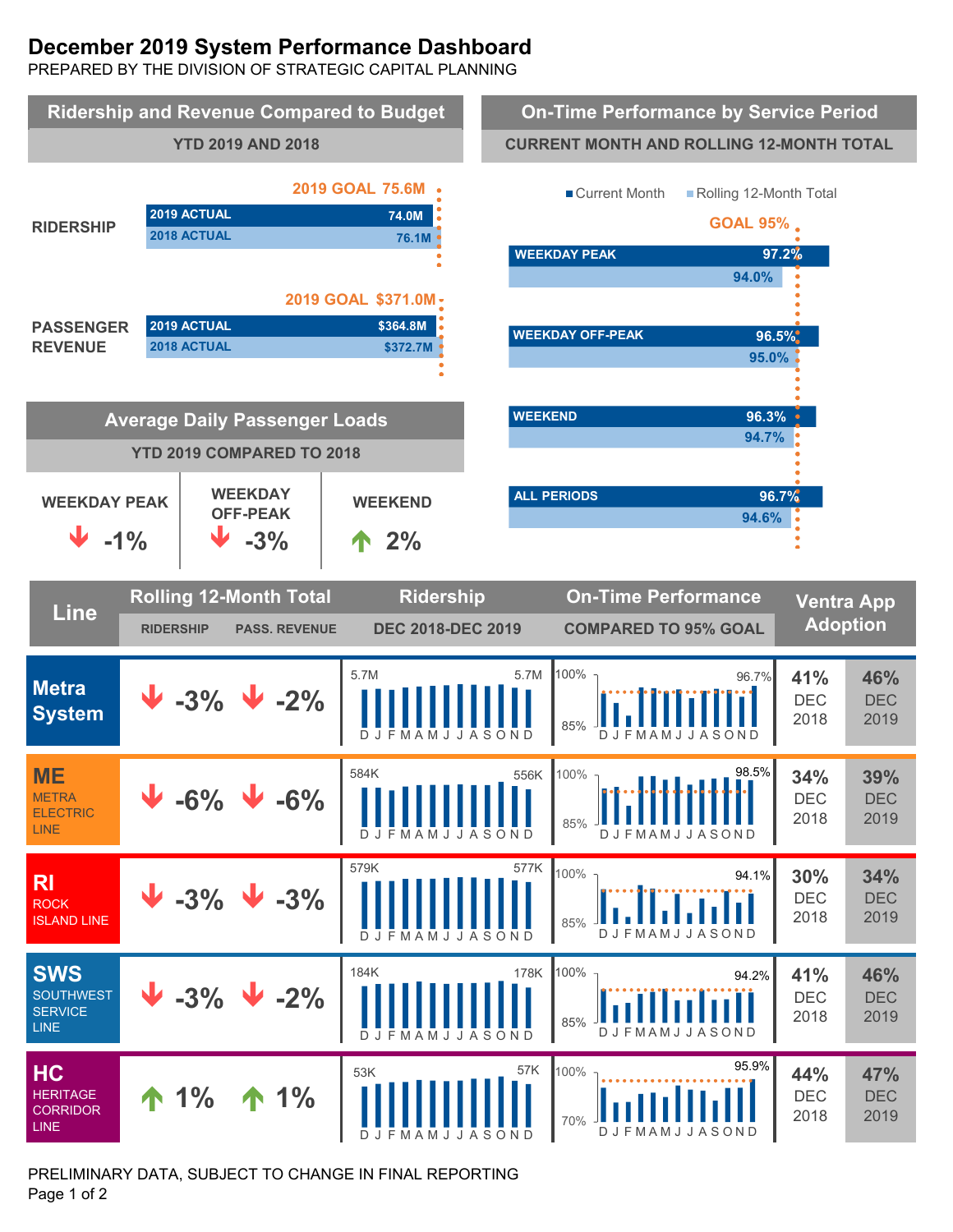# December 2019 System Performance Dashboard

PREPARED BY THE DIVISION OF STRATEGIC CAPITAL PLANNING

## Ridership and Revenue Compared to Budget

YTD 2019 AND 2018

| | 2019 GOAL | 2019 ACTUAL | 2018 ACTUAL |
|---|---|---|---|
| RIDERSHIP | 75.6M | 74.0M | 76.1M |
| PASSENGER REVENUE | $371.0M | $364.8M | $372.7M |

## On-Time Performance by Service Period

CURRENT MONTH AND ROLLING 12-MONTH TOTAL

GOAL 95%

| Service Period | Current Month | Rolling 12-Month Total |
|---|---|---|
| WEEKDAY PEAK | 97.2% | 94.0% |
| WEEKDAY OFF-PEAK | 96.5% | 95.0% |
| WEEKEND | 96.3% | 94.7% |
| ALL PERIODS | 96.7% | 94.6% |

## Average Daily Passenger Loads

YTD 2019 COMPARED TO 2018

| WEEKDAY PEAK | WEEKDAY OFF-PEAK | WEEKEND |
|---|---|---|
| ↓ -1% | ↓ -3% | ↑ 2% |

## Line Performance

| Line | Rolling 12-Month Total: Ridership | Rolling 12-Month Total: Pass. Revenue | Ridership Dec 2018–Dec 2019 | On-Time Performance Compared to 95% Goal | Ventra App Adoption Dec 2018 | Ventra App Adoption Dec 2019 |
|---|---|---|---|---|---|---|
| Metra System | ↓ -3% | ↓ -2% | 5.7M – 5.7M | 96.7% | 41% | 46% |
| ME Metra Electric Line | ↓ -6% | ↓ -6% | 584K – 556K | 98.5% | 34% | 39% |
| RI Rock Island Line | ↓ -3% | ↓ -3% | 579K – 577K | 94.1% | 30% | 34% |
| SWS Southwest Service Line | ↓ -3% | ↓ -2% | 184K – 178K | 94.2% | 41% | 46% |
| HC Heritage Corridor Line | ↑ 1% | ↑ 1% | 53K – 57K | 95.9% | 44% | 47% |

PRELIMINARY DATA, SUBJECT TO CHANGE IN FINAL REPORTING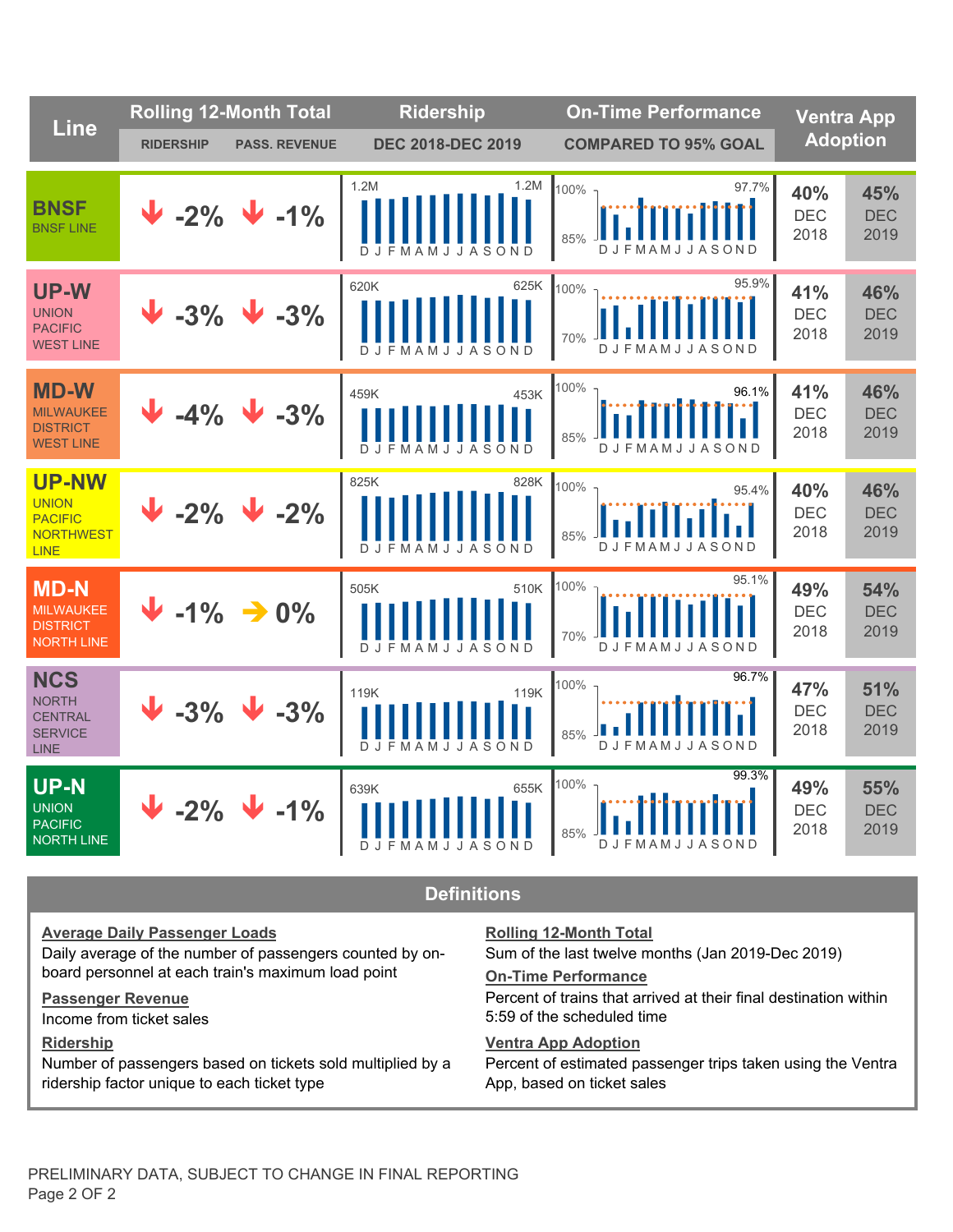| Line | Rolling 12-Month Total | | Ridership | On-Time Performance | Ventra App Adoption | |
|---|---|---|---|---|---|---|
| | RIDERSHIP | PASS. REVENUE | DEC 2018-DEC 2019 | COMPARED TO 95% GOAL | | |
| **BNSF** BNSF LINE | ↓ -2% | ↓ -1% | 1.2M 1.2M D J F M A M J J A S O N D | 100% 85% 97.7% D J F M A M J J A S O N D | 40% DEC 2018 | 45% DEC 2019 |
| **UP-W** UNION PACIFIC WEST LINE | ↓ -3% | ↓ -3% | 620K 625K D J F M A M J J A S O N D | 100% 70% 95.9% D J F M A M J J A S O N D | 41% DEC 2018 | 46% DEC 2019 |
| **MD-W** MILWAUKEE DISTRICT WEST LINE | ↓ -4% | ↓ -3% | 459K 453K D J F M A M J J A S O N D | 100% 85% 96.1% D J F M A M J J A S O N D | 41% DEC 2018 | 46% DEC 2019 |
| **UP-NW** UNION PACIFIC NORTHWEST LINE | ↓ -2% | ↓ -2% | 825K 828K D J F M A M J J A S O N D | 100% 85% 95.4% D J F M A M J J A S O N D | 40% DEC 2018 | 46% DEC 2019 |
| **MD-N** MILWAUKEE DISTRICT NORTH LINE | ↓ -1% | → 0% | 505K 510K D J F M A M J J A S O N D | 100% 70% 95.1% D J F M A M J J A S O N D | 49% DEC 2018 | 54% DEC 2019 |
| **NCS** NORTH CENTRAL SERVICE LINE | ↓ -3% | ↓ -3% | 119K 119K D J F M A M J J A S O N D | 100% 85% 96.7% D J F M A M J J A S O N D | 47% DEC 2018 | 51% DEC 2019 |
| **UP-N** UNION PACIFIC NORTH LINE | ↓ -2% | ↓ -1% | 639K 655K D J F M A M J J A S O N D | 100% 85% 99.3% D J F M A M J J A S O N D | 49% DEC 2018 | 55% DEC 2019 |

## Definitions

**Average Daily Passenger Loads**
Daily average of the number of passengers counted by on-board personnel at each train's maximum load point

**Passenger Revenue**
Income from ticket sales

**Ridership**
Number of passengers based on tickets sold multiplied by a ridership factor unique to each ticket type

**Rolling 12-Month Total**
Sum of the last twelve months (Jan 2019-Dec 2019)

**On-Time Performance**
Percent of trains that arrived at their final destination within 5:59 of the scheduled time

**Ventra App Adoption**
Percent of estimated passenger trips taken using the Ventra App, based on ticket sales

PRELIMINARY DATA, SUBJECT TO CHANGE IN FINAL REPORTING